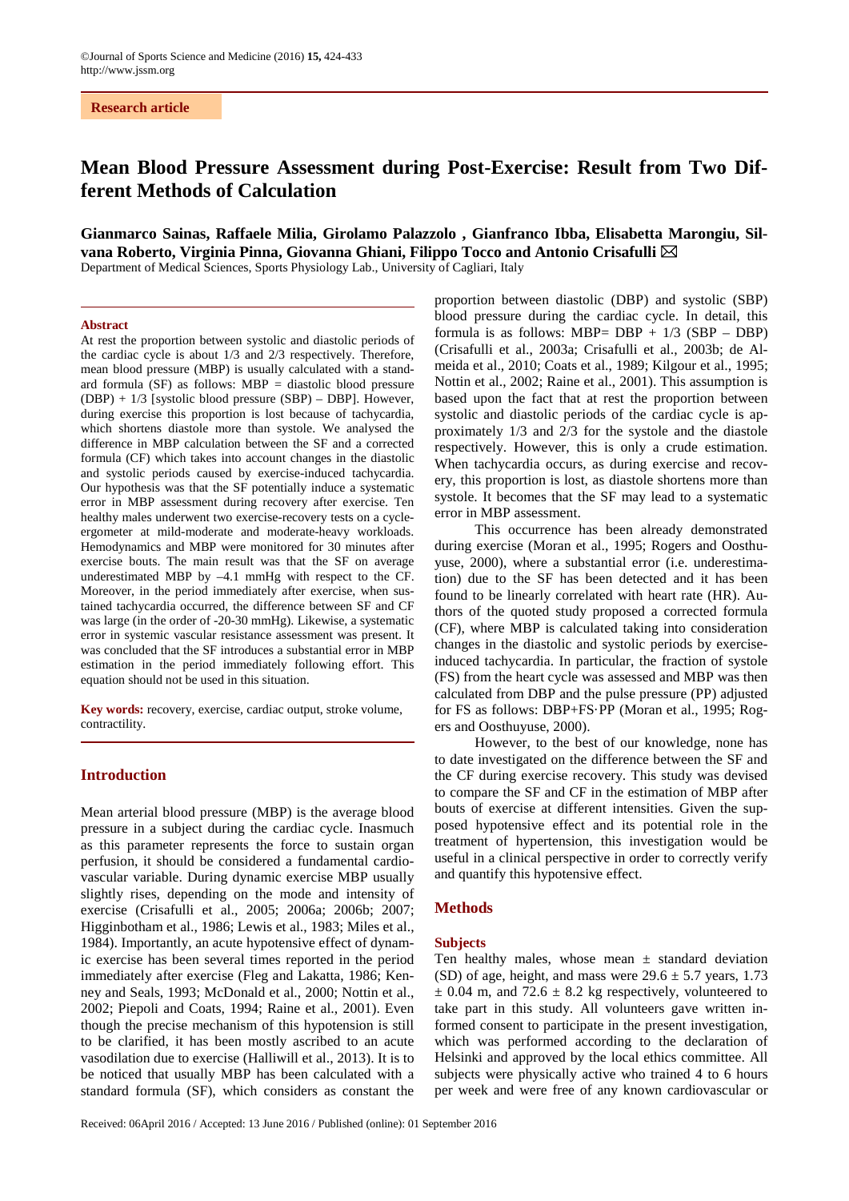Research article

# Mean Blood Pressure Assessment during Post-Exercise: Result from Two Different Methods of Calculation

**Gianmarco Sainas, Raffaele Milia, Girolamo Palazzolo , Gianfranco Ibba, Elisabetta Marongiu, Silvana Roberto, Virginia Pinna, Giovanna Ghiani, Filippo Tocco and Antonio Crisafulli** ✉

Department of Medical Sciences, Sports Physiology Lab., University of Cagliari, Italy

## Abstract

At rest the proportion between systolic and diastolic periods of the cardiac cycle is about 1/3 and 2/3 respectively. Therefore, mean blood pressure (MBP) is usually calculated with a standard formula (SF) as follows: MBP = diastolic blood pressure (DBP) + 1/3 [systolic blood pressure (SBP) – DBP]. However, during exercise this proportion is lost because of tachycardia, which shortens diastole more than systole. We analysed the difference in MBP calculation between the SF and a corrected formula (CF) which takes into account changes in the diastolic and systolic periods caused by exercise-induced tachycardia. Our hypothesis was that the SF potentially induce a systematic error in MBP assessment during recovery after exercise. Ten healthy males underwent two exercise-recovery tests on a cycle-ergometer at mild-moderate and moderate-heavy workloads. Hemodynamics and MBP were monitored for 30 minutes after exercise bouts. The main result was that the SF on average underestimated MBP by –4.1 mmHg with respect to the CF. Moreover, in the period immediately after exercise, when sustained tachycardia occurred, the difference between SF and CF was large (in the order of -20-30 mmHg). Likewise, a systematic error in systemic vascular resistance assessment was present. It was concluded that the SF introduces a substantial error in MBP estimation in the period immediately following effort. This equation should not be used in this situation.

**Key words:** recovery, exercise, cardiac output, stroke volume, contractility.

## Introduction

Mean arterial blood pressure (MBP) is the average blood pressure in a subject during the cardiac cycle. Inasmuch as this parameter represents the force to sustain organ perfusion, it should be considered a fundamental cardiovascular variable. During dynamic exercise MBP usually slightly rises, depending on the mode and intensity of exercise (Crisafulli et al., 2005; 2006a; 2006b; 2007; Higginbotham et al., 1986; Lewis et al., 1983; Miles et al., 1984). Importantly, an acute hypotensive effect of dynamic exercise has been several times reported in the period immediately after exercise (Fleg and Lakatta, 1986; Kenney and Seals, 1993; McDonald et al., 2000; Nottin et al., 2002; Piepoli and Coats, 1994; Raine et al., 2001). Even though the precise mechanism of this hypotension is still to be clarified, it has been mostly ascribed to an acute vasodilation due to exercise (Halliwill et al., 2013). It is to be noticed that usually MBP has been calculated with a standard formula (SF), which considers as constant the proportion between diastolic (DBP) and systolic (SBP) blood pressure during the cardiac cycle. In detail, this formula is as follows: MBP= DBP + 1/3 (SBP – DBP) (Crisafulli et al., 2003a; Crisafulli et al., 2003b; de Almeida et al., 2010; Coats et al., 1989; Kilgour et al., 1995; Nottin et al., 2002; Raine et al., 2001). This assumption is based upon the fact that at rest the proportion between systolic and diastolic periods of the cardiac cycle is approximately 1/3 and 2/3 for the systole and the diastole respectively. However, this is only a crude estimation. When tachycardia occurs, as during exercise and recovery, this proportion is lost, as diastole shortens more than systole. It becomes that the SF may lead to a systematic error in MBP assessment.

This occurrence has been already demonstrated during exercise (Moran et al., 1995; Rogers and Oosthuyuse, 2000), where a substantial error (i.e. underestimation) due to the SF has been detected and it has been found to be linearly correlated with heart rate (HR). Authors of the quoted study proposed a corrected formula (CF), where MBP is calculated taking into consideration changes in the diastolic and systolic periods by exercise-induced tachycardia. In particular, the fraction of systole (FS) from the heart cycle was assessed and MBP was then calculated from DBP and the pulse pressure (PP) adjusted for FS as follows: DBP+FS·PP (Moran et al., 1995; Rogers and Oosthuyuse, 2000).

However, to the best of our knowledge, none has to date investigated on the difference between the SF and the CF during exercise recovery. This study was devised to compare the SF and CF in the estimation of MBP after bouts of exercise at different intensities. Given the supposed hypotensive effect and its potential role in the treatment of hypertension, this investigation would be useful in a clinical perspective in order to correctly verify and quantify this hypotensive effect.

## Methods

### Subjects

Ten healthy males, whose mean ± standard deviation (SD) of age, height, and mass were 29.6 ± 5.7 years, 1.73 ± 0.04 m, and 72.6 ± 8.2 kg respectively, volunteered to take part in this study. All volunteers gave written informed consent to participate in the present investigation, which was performed according to the declaration of Helsinki and approved by the local ethics committee. All subjects were physically active who trained 4 to 6 hours per week and were free of any known cardiovascular or

Received: 06April 2016 / Accepted: 13 June 2016 / Published (online): 01 September 2016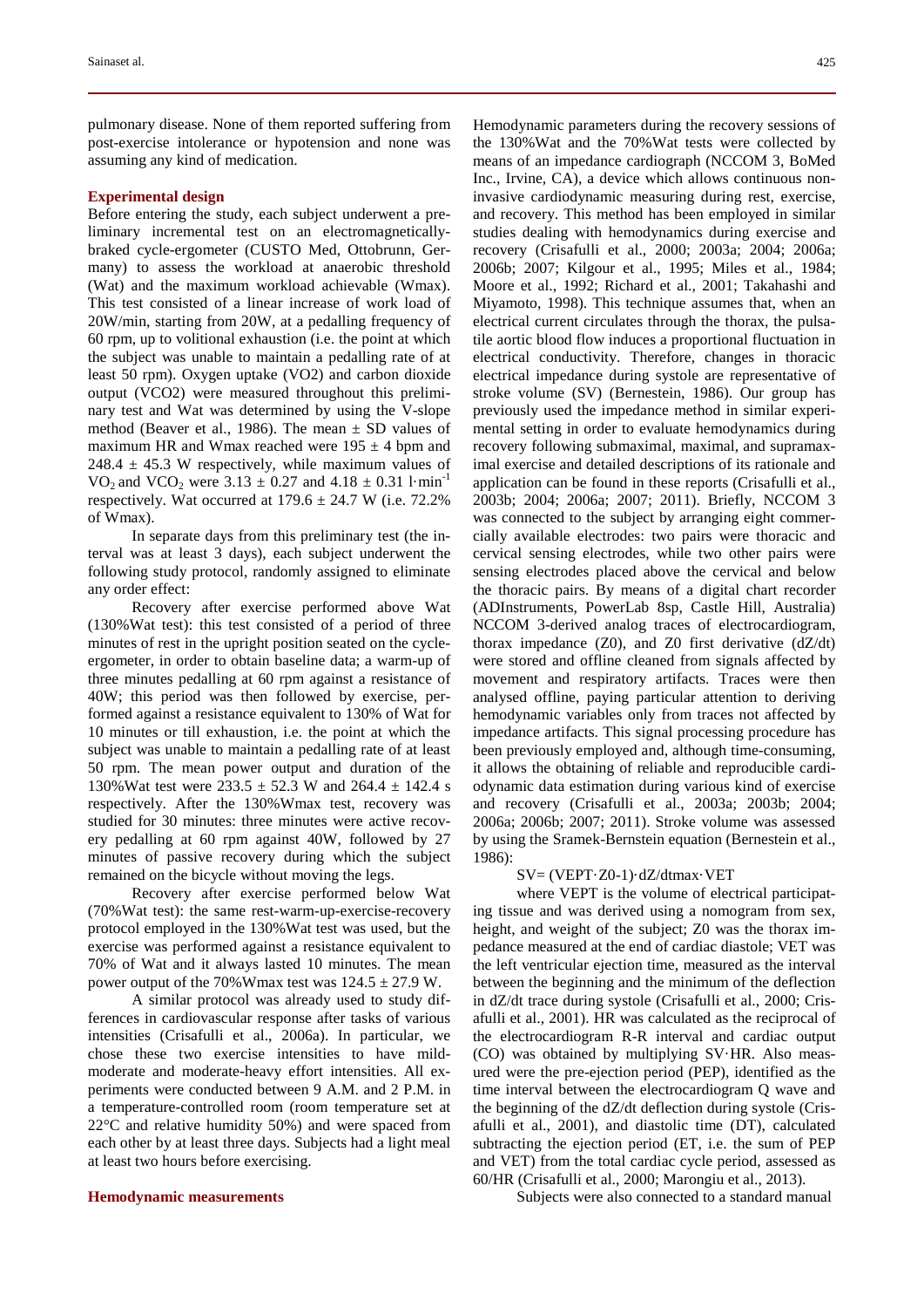pulmonary disease. None of them reported suffering from post-exercise intolerance or hypotension and none was assuming any kind of medication.

### Experimental design

Before entering the study, each subject underwent a preliminary incremental test on an electromagnetically-braked cycle-ergometer (CUSTO Med, Ottobrunn, Germany) to assess the workload at anaerobic threshold (Wat) and the maximum workload achievable (Wmax). This test consisted of a linear increase of work load of 20W/min, starting from 20W, at a pedalling frequency of 60 rpm, up to volitional exhaustion (i.e. the point at which the subject was unable to maintain a pedalling rate of at least 50 rpm). Oxygen uptake (VO2) and carbon dioxide output (VCO2) were measured throughout this preliminary test and Wat was determined by using the V-slope method (Beaver et al., 1986). The mean ± SD values of maximum HR and Wmax reached were 195 ± 4 bpm and 248.4 ± 45.3 W respectively, while maximum values of $VO_2$ and $VCO_2$ were 3.13 ± 0.27 and 4.18 ± 0.31 $l \cdot min^{-1}$ respectively. Wat occurred at 179.6 ± 24.7 W (i.e. 72.2% of Wmax).

In separate days from this preliminary test (the interval was at least 3 days), each subject underwent the following study protocol, randomly assigned to eliminate any order effect:

Recovery after exercise performed above Wat (130%Wat test): this test consisted of a period of three minutes of rest in the upright position seated on the cycle-ergometer, in order to obtain baseline data; a warm-up of three minutes pedalling at 60 rpm against a resistance of 40W; this period was then followed by exercise, performed against a resistance equivalent to 130% of Wat for 10 minutes or till exhaustion, i.e. the point at which the subject was unable to maintain a pedalling rate of at least 50 rpm. The mean power output and duration of the 130%Wat test were 233.5 ± 52.3 W and 264.4 ± 142.4 s respectively. After the 130%Wmax test, recovery was studied for 30 minutes: three minutes were active recovery pedalling at 60 rpm against 40W, followed by 27 minutes of passive recovery during which the subject remained on the bicycle without moving the legs.

Recovery after exercise performed below Wat (70%Wat test): the same rest-warm-up-exercise-recovery protocol employed in the 130%Wat test was used, but the exercise was performed against a resistance equivalent to 70% of Wat and it always lasted 10 minutes. The mean power output of the 70%Wmax test was 124.5 ± 27.9 W.

A similar protocol was already used to study differences in cardiovascular response after tasks of various intensities (Crisafulli et al., 2006a). In particular, we chose these two exercise intensities to have mild-moderate and moderate-heavy effort intensities. All experiments were conducted between 9 A.M. and 2 P.M. in a temperature-controlled room (room temperature set at 22°C and relative humidity 50%) and were spaced from each other by at least three days. Subjects had a light meal at least two hours before exercising.

### Hemodynamic measurements

Hemodynamic parameters during the recovery sessions of the 130%Wat and the 70%Wat tests were collected by means of an impedance cardiograph (NCCOM 3, BoMed Inc., Irvine, CA), a device which allows continuous non-invasive cardiodynamic measuring during rest, exercise, and recovery. This method has been employed in similar studies dealing with hemodynamics during exercise and recovery (Crisafulli et al., 2000; 2003a; 2004; 2006a; 2006b; 2007; Kilgour et al., 1995; Miles et al., 1984; Moore et al., 1992; Richard et al., 2001; Takahashi and Miyamoto, 1998). This technique assumes that, when an electrical current circulates through the thorax, the pulsatile aortic blood flow induces a proportional fluctuation in electrical conductivity. Therefore, changes in thoracic electrical impedance during systole are representative of stroke volume (SV) (Bernestein, 1986). Our group has previously used the impedance method in similar experimental setting in order to evaluate hemodynamics during recovery following submaximal, maximal, and supramaximal exercise and detailed descriptions of its rationale and application can be found in these reports (Crisafulli et al., 2003b; 2004; 2006a; 2007; 2011). Briefly, NCCOM 3 was connected to the subject by arranging eight commercially available electrodes: two pairs were thoracic and cervical sensing electrodes, while two other pairs were sensing electrodes placed above the cervical and below the thoracic pairs. By means of a digital chart recorder (ADInstruments, PowerLab 8sp, Castle Hill, Australia) NCCOM 3-derived analog traces of electrocardiogram, thorax impedance (Z0), and Z0 first derivative (dZ/dt) were stored and offline cleaned from signals affected by movement and respiratory artifacts. Traces were then analysed offline, paying particular attention to deriving hemodynamic variables only from traces not affected by impedance artifacts. This signal processing procedure has been previously employed and, although time-consuming, it allows the obtaining of reliable and reproducible cardiodynamic data estimation during various kind of exercise and recovery (Crisafulli et al., 2003a; 2003b; 2004; 2006a; 2006b; 2007; 2011). Stroke volume was assessed by using the Sramek-Bernstein equation (Bernestein et al., 1986):

$$SV = (VEPT \cdot Z0^{-1}) \cdot dZ/dtmax \cdot VET$$

where VEPT is the volume of electrical participating tissue and was derived using a nomogram from sex, height, and weight of the subject; Z0 was the thorax impedance measured at the end of cardiac diastole; VET was the left ventricular ejection time, measured as the interval between the beginning and the minimum of the deflection in dZ/dt trace during systole (Crisafulli et al., 2000; Crisafulli et al., 2001). HR was calculated as the reciprocal of the electrocardiogram R-R interval and cardiac output (CO) was obtained by multiplying SV·HR. Also measured were the pre-ejection period (PEP), identified as the time interval between the electrocardiogram Q wave and the beginning of the dZ/dt deflection during systole (Crisafulli et al., 2001), and diastolic time (DT), calculated subtracting the ejection period (ET, i.e. the sum of PEP and VET) from the total cardiac cycle period, assessed as 60/HR (Crisafulli et al., 2000; Marongiu et al., 2013).

Subjects were also connected to a standard manual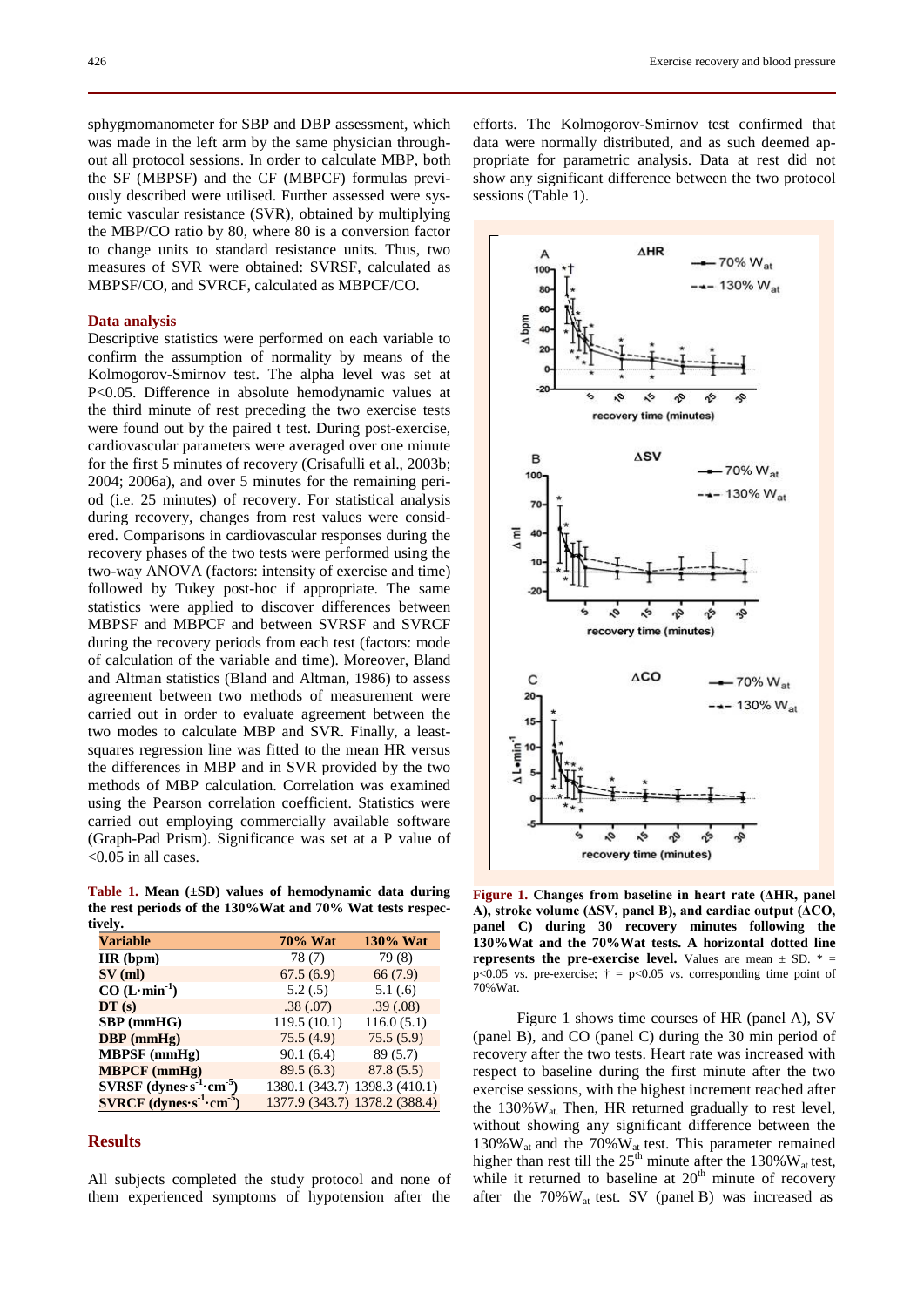sphygmomanometer for SBP and DBP assessment, which was made in the left arm by the same physician throughout all protocol sessions. In order to calculate MBP, both the SF (MBPSF) and the CF (MBPCF) formulas previously described were utilised. Further assessed were systemic vascular resistance (SVR), obtained by multiplying the MBP/CO ratio by 80, where 80 is a conversion factor to change units to standard resistance units. Thus, two measures of SVR were obtained: SVRSF, calculated as MBPSF/CO, and SVRCF, calculated as MBPCF/CO.

### Data analysis

Descriptive statistics were performed on each variable to confirm the assumption of normality by means of the Kolmogorov-Smirnov test. The alpha level was set at P<0.05. Difference in absolute hemodynamic values at the third minute of rest preceding the two exercise tests were found out by the paired t test. During post-exercise, cardiovascular parameters were averaged over one minute for the first 5 minutes of recovery (Crisafulli et al., 2003b; 2004; 2006a), and over 5 minutes for the remaining period (i.e. 25 minutes) of recovery. For statistical analysis during recovery, changes from rest values were considered. Comparisons in cardiovascular responses during the recovery phases of the two tests were performed using the two-way ANOVA (factors: intensity of exercise and time) followed by Tukey post-hoc if appropriate. The same statistics were applied to discover differences between MBPSF and MBPCF and between SVRSF and SVRCF during the recovery periods from each test (factors: mode of calculation of the variable and time). Moreover, Bland and Altman statistics (Bland and Altman, 1986) to assess agreement between two methods of measurement were carried out in order to evaluate agreement between the two modes to calculate MBP and SVR. Finally, a least-squares regression line was fitted to the mean HR versus the differences in MBP and in SVR provided by the two methods of MBP calculation. Correlation was examined using the Pearson correlation coefficient. Statistics were carried out employing commercially available software (Graph-Pad Prism). Significance was set at a P value of <0.05 in all cases.

**Table 1. Mean (±SD) values of hemodynamic data during the rest periods of the 130%Wat and 70% Wat tests respectively.**

| Variable | 70% Wat | 130% Wat |
|---|---|---|
| **HR (bpm)** | 78 (7) | 79 (8) |
| **SV (ml)** | 67.5 (6.9) | 66 (7.9) |
| **CO ($L \cdot min^{-1}$)** | 5.2 (.5) | 5.1 (.6) |
| **DT (s)** | .38 (.07) | .39 (.08) |
| **SBP (mmHG)** | 119.5 (10.1) | 116.0 (5.1) |
| **DBP (mmHg)** | 75.5 (4.9) | 75.5 (5.9) |
| **MBPSF (mmHg)** | 90.1 (6.4) | 89 (5.7) |
| **MBPCF (mmHg)** | 89.5 (6.3) | 87.8 (5.5) |
| **SVRSF ($dynes \cdot s^{-1} \cdot cm^{-5}$)** | 1380.1 (343.7) | 1398.3 (410.1) |
| **SVRCF ($dynes \cdot s^{-1} \cdot cm^{-5}$)** | 1377.9 (343.7) | 1378.2 (388.4) |

## Results

All subjects completed the study protocol and none of them experienced symptoms of hypotension after the efforts. The Kolmogorov-Smirnov test confirmed that data were normally distributed, and as such deemed appropriate for parametric analysis. Data at rest did not show any significant difference between the two protocol sessions (Table 1).

**Figure 1. Changes from baseline in heart rate (ΔHR, panel A), stroke volume (ΔSV, panel B), and cardiac output (ΔCO, panel C) during 30 recovery minutes following the 130%Wat and the 70%Wat tests. A horizontal dotted line represents the pre-exercise level.** Values are mean ± SD. * = p<0.05 vs. pre-exercise; † = p<0.05 vs. corresponding time point of 70%Wat.

Figure 1 shows time courses of HR (panel A), SV (panel B), and CO (panel C) during the 30 min period of recovery after the two tests. Heart rate was increased with respect to baseline during the first minute after the two exercise sessions, with the highest increment reached after the 130%$W_{at}$. Then, HR returned gradually to rest level, without showing any significant difference between the 130%$W_{at}$ and the 70%$W_{at}$ test. This parameter remained higher than rest till the $25^{th}$ minute after the 130%$W_{at}$ test, while it returned to baseline at $20^{th}$ minute of recovery after the 70%$W_{at}$ test. SV (panel B) was increased as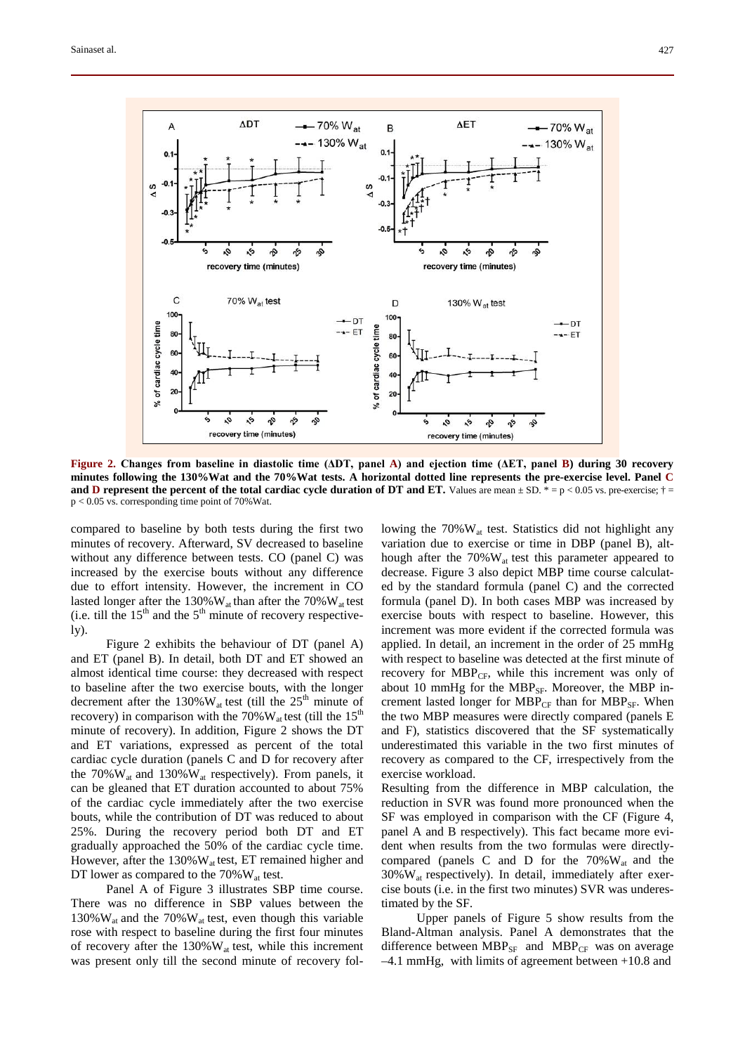**Figure 2. Changes from baseline in diastolic time (ΔDT, panel A) and ejection time (ΔET, panel B) during 30 recovery minutes following the 130%Wat and the 70%Wat tests. A horizontal dotted line represents the pre-exercise level. Panel C and D represent the percent of the total cardiac cycle duration of DT and ET.** Values are mean ± SD. * = $p < 0.05$ vs. pre-exercise; † = $p < 0.05$ vs. corresponding time point of 70%Wat.

compared to baseline by both tests during the first two minutes of recovery. Afterward, SV decreased to baseline without any difference between tests. CO (panel C) was increased by the exercise bouts without any difference due to effort intensity. However, the increment in CO lasted longer after the 130%$W_{at}$ than after the 70%$W_{at}$ test (i.e. till the 15[th] and the 5[th] minute of recovery respectively).

Figure 2 exhibits the behaviour of DT (panel A) and ET (panel B). In detail, both DT and ET showed an almost identical time course: they decreased with respect to baseline after the two exercise bouts, with the longer decrement after the 130%$W_{at}$ test (till the 25[th] minute of recovery) in comparison with the 70%$W_{at}$ test (till the 15[th] minute of recovery). In addition, Figure 2 shows the DT and ET variations, expressed as percent of the total cardiac cycle duration (panels C and D for recovery after the 70%$W_{at}$ and 130%$W_{at}$ respectively). From panels, it can be gleaned that ET duration accounted to about 75% of the cardiac cycle immediately after the two exercise bouts, while the contribution of DT was reduced to about 25%. During the recovery period both DT and ET gradually approached the 50% of the cardiac cycle time. However, after the 130%$W_{at}$ test, ET remained higher and DT lower as compared to the 70%$W_{at}$ test.

Panel A of Figure 3 illustrates SBP time course. There was no difference in SBP values between the 130%$W_{at}$ and the 70%$W_{at}$ test, even though this variable rose with respect to baseline during the first four minutes of recovery after the 130%$W_{at}$ test, while this increment was present only till the second minute of recovery following the 70%$W_{at}$ test. Statistics did not highlight any variation due to exercise or time in DBP (panel B), although after the 70%$W_{at}$ test this parameter appeared to decrease. Figure 3 also depict MBP time course calculated by the standard formula (panel C) and the corrected formula (panel D). In both cases MBP was increased by exercise bouts with respect to baseline. However, this increment was more evident if the corrected formula was applied. In detail, an increment in the order of 25 mmHg with respect to baseline was detected at the first minute of recovery for $MBP_{CF}$, while this increment was only of about 10 mmHg for the $MBP_{SF}$. Moreover, the MBP increment lasted longer for $MBP_{CF}$ than for $MBP_{SF}$. When the two MBP measures were directly compared (panels E and F), statistics discovered that the SF systematically underestimated this variable in the two first minutes of recovery as compared to the CF, irrespectively from the exercise workload.

Resulting from the difference in MBP calculation, the reduction in SVR was found more pronounced when the SF was employed in comparison with the CF (Figure 4, panel A and B respectively). This fact became more evident when results from the two formulas were directly-compared (panels C and D for the 70%$W_{at}$ and the 30%$W_{at}$ respectively). In detail, immediately after exercise bouts (i.e. in the first two minutes) SVR was underestimated by the SF.

Upper panels of Figure 5 show results from the Bland-Altman analysis. Panel A demonstrates that the difference between $MBP_{SF}$ and $MBP_{CF}$ was on average –4.1 mmHg, with limits of agreement between +10.8 and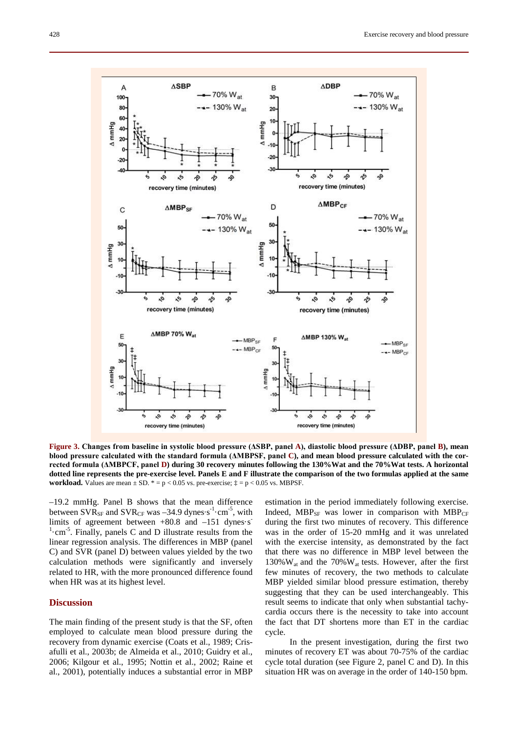**Figure 3. Changes from baseline in systolic blood pressure (ΔSBP, panel A), diastolic blood pressure (ΔDBP, panel B), mean blood pressure calculated with the standard formula (ΔMBPSF, panel C), and mean blood pressure calculated with the corrected formula (ΔMBPCF, panel D) during 30 recovery minutes following the 130%Wat and the 70%Wat tests. A horizontal dotted line represents the pre-exercise level. Panels E and F illustrate the comparison of the two formulas applied at the same workload.** Values are mean ± SD. * = p < 0.05 vs. pre-exercise; ‡ = p < 0.05 vs. MBPSF.

–19.2 mmHg. Panel B shows that the mean difference between $SVR_{SF}$ and $SVR_{CF}$ was –34.9 dynes·s$^{-1}$·cm$^{-5}$, with limits of agreement between +80.8 and –151 dynes·s$^{-1}$·cm$^{-5}$. Finally, panels C and D illustrate results from the linear regression analysis. The differences in MBP (panel C) and SVR (panel D) between values yielded by the two calculation methods were significantly and inversely related to HR, with the more pronounced difference found when HR was at its highest level.

## Discussion

The main finding of the present study is that the SF, often employed to calculate mean blood pressure during the recovery from dynamic exercise (Coats et al., 1989; Crisafulli et al., 2003b; de Almeida et al., 2010; Guidry et al., 2006; Kilgour et al., 1995; Nottin et al., 2002; Raine et al., 2001), potentially induces a substantial error in MBP estimation in the period immediately following exercise. Indeed, $MBP_{SF}$ was lower in comparison with $MBP_{CF}$ during the first two minutes of recovery. This difference was in the order of 15-20 mmHg and it was unrelated with the exercise intensity, as demonstrated by the fact that there was no difference in MBP level between the 130%$W_{at}$ and the 70%$W_{at}$ tests. However, after the first few minutes of recovery, the two methods to calculate MBP yielded similar blood pressure estimation, thereby suggesting that they can be used interchangeably. This result seems to indicate that only when substantial tachycardia occurs there is the necessity to take into account the fact that DT shortens more than ET in the cardiac cycle.

In the present investigation, during the first two minutes of recovery ET was about 70-75% of the cardiac cycle total duration (see Figure 2, panel C and D). In this situation HR was on average in the order of 140-150 bpm.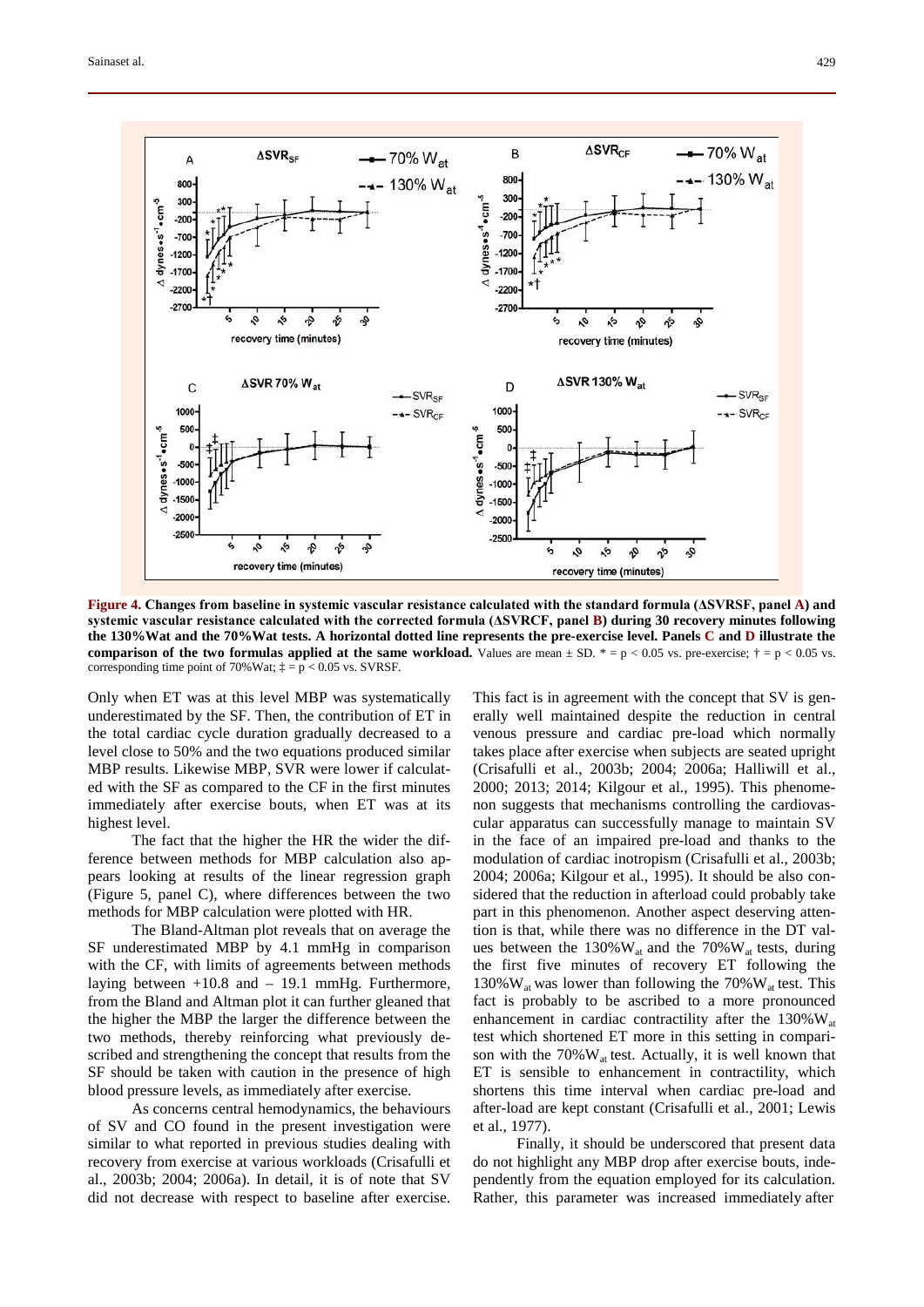**Figure 4. Changes from baseline in systemic vascular resistance calculated with the standard formula (ΔSVRSF, panel A) and systemic vascular resistance calculated with the corrected formula (ΔSVRCF, panel B) during 30 recovery minutes following the 130%Wat and the 70%Wat tests. A horizontal dotted line represents the pre-exercise level. Panels C and D illustrate the comparison of the two formulas applied at the same workload.** Values are mean ± SD. * = p < 0.05 vs. pre-exercise; † = p < 0.05 vs. corresponding time point of 70%Wat; ‡ = p < 0.05 vs. SVRSF.

Only when ET was at this level MBP was systematically underestimated by the SF. Then, the contribution of ET in the total cardiac cycle duration gradually decreased to a level close to 50% and the two equations produced similar MBP results. Likewise MBP, SVR were lower if calculated with the SF as compared to the CF in the first minutes immediately after exercise bouts, when ET was at its highest level.

The fact that the higher the HR the wider the difference between methods for MBP calculation also appears looking at results of the linear regression graph (Figure 5, panel C), where differences between the two methods for MBP calculation were plotted with HR.

The Bland-Altman plot reveals that on average the SF underestimated MBP by 4.1 mmHg in comparison with the CF, with limits of agreements between methods laying between +10.8 and – 19.1 mmHg. Furthermore, from the Bland and Altman plot it can further gleaned that the higher the MBP the larger the difference between the two methods, thereby reinforcing what previously described and strengthening the concept that results from the SF should be taken with caution in the presence of high blood pressure levels, as immediately after exercise.

As concerns central hemodynamics, the behaviours of SV and CO found in the present investigation were similar to what reported in previous studies dealing with recovery from exercise at various workloads (Crisafulli et al., 2003b; 2004; 2006a). In detail, it is of note that SV did not decrease with respect to baseline after exercise. This fact is in agreement with the concept that SV is generally well maintained despite the reduction in central venous pressure and cardiac pre-load which normally takes place after exercise when subjects are seated upright (Crisafulli et al., 2003b; 2004; 2006a; Halliwill et al., 2000; 2013; 2014; Kilgour et al., 1995). This phenomenon suggests that mechanisms controlling the cardiovascular apparatus can successfully manage to maintain SV in the face of an impaired pre-load and thanks to the modulation of cardiac inotropism (Crisafulli et al., 2003b; 2004; 2006a; Kilgour et al., 1995). It should be also considered that the reduction in afterload could probably take part in this phenomenon. Another aspect deserving attention is that, while there was no difference in the DT values between the 130%$W_{at}$ and the 70%$W_{at}$ tests, during the first five minutes of recovery ET following the 130%$W_{at}$ was lower than following the 70%$W_{at}$ test. This fact is probably to be ascribed to a more pronounced enhancement in cardiac contractility after the 130%$W_{at}$ test which shortened ET more in this setting in comparison with the 70%$W_{at}$ test. Actually, it is well known that ET is sensible to enhancement in contractility, which shortens this time interval when cardiac pre-load and after-load are kept constant (Crisafulli et al., 2001; Lewis et al., 1977).

Finally, it should be underscored that present data do not highlight any MBP drop after exercise bouts, independently from the equation employed for its calculation. Rather, this parameter was increased immediately after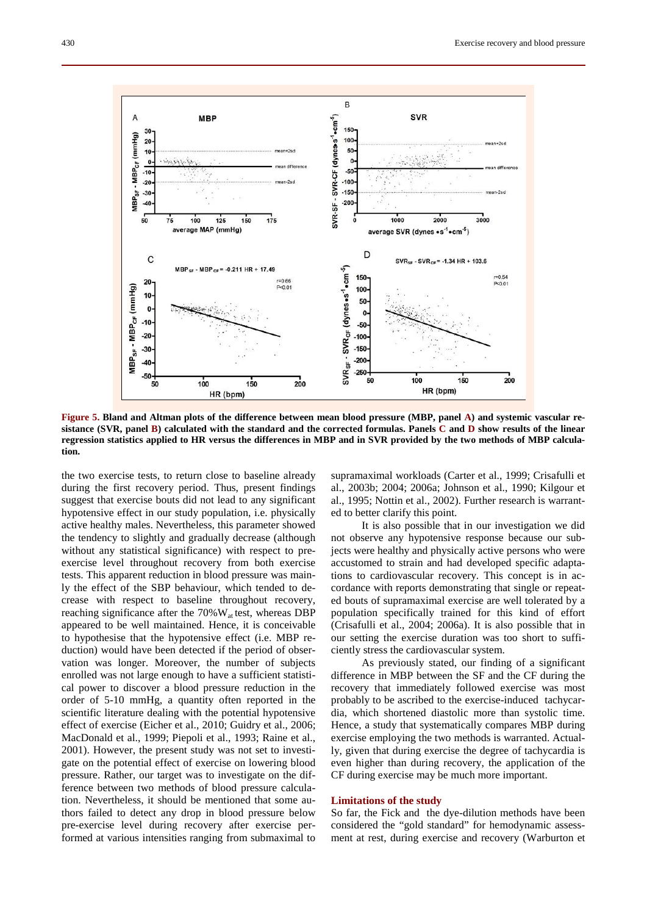**Figure 5. Bland and Altman plots of the difference between mean blood pressure (MBP, panel A) and systemic vascular resistance (SVR, panel B) calculated with the standard and the corrected formulas. Panels C and D show results of the linear regression statistics applied to HR versus the differences in MBP and in SVR provided by the two methods of MBP calculation.**

the two exercise tests, to return close to baseline already during the first recovery period. Thus, present findings suggest that exercise bouts did not lead to any significant hypotensive effect in our study population, i.e. physically active healthy males. Nevertheless, this parameter showed the tendency to slightly and gradually decrease (although without any statistical significance) with respect to pre-exercise level throughout recovery from both exercise tests. This apparent reduction in blood pressure was mainly the effect of the SBP behaviour, which tended to decrease with respect to baseline throughout recovery, reaching significance after the $70\%W_{at}$ test, whereas DBP appeared to be well maintained. Hence, it is conceivable to hypothesise that the hypotensive effect (i.e. MBP reduction) would have been detected if the period of observation was longer. Moreover, the number of subjects enrolled was not large enough to have a sufficient statistical power to discover a blood pressure reduction in the order of 5-10 mmHg, a quantity often reported in the scientific literature dealing with the potential hypotensive effect of exercise (Eicher et al., 2010; Guidry et al., 2006; MacDonald et al., 1999; Piepoli et al., 1993; Raine et al., 2001). However, the present study was not set to investigate on the potential effect of exercise on lowering blood pressure. Rather, our target was to investigate on the difference between two methods of blood pressure calculation. Nevertheless, it should be mentioned that some authors failed to detect any drop in blood pressure below pre-exercise level during recovery after exercise performed at various intensities ranging from submaximal to supramaximal workloads (Carter et al., 1999; Crisafulli et al., 2003b; 2004; 2006a; Johnson et al., 1990; Kilgour et al., 1995; Nottin et al., 2002). Further research is warranted to better clarify this point.

It is also possible that in our investigation we did not observe any hypotensive response because our subjects were healthy and physically active persons who were accustomed to strain and had developed specific adaptations to cardiovascular recovery. This concept is in accordance with reports demonstrating that single or repeated bouts of supramaximal exercise are well tolerated by a population specifically trained for this kind of effort (Crisafulli et al., 2004; 2006a). It is also possible that in our setting the exercise duration was too short to sufficiently stress the cardiovascular system.

As previously stated, our finding of a significant difference in MBP between the SF and the CF during the recovery that immediately followed exercise was most probably to be ascribed to the exercise-induced tachycardia, which shortened diastolic more than systolic time. Hence, a study that systematically compares MBP during exercise employing the two methods is warranted. Actually, given that during exercise the degree of tachycardia is even higher than during recovery, the application of the CF during exercise may be much more important.

## Limitations of the study

So far, the Fick and the dye-dilution methods have been considered the "gold standard" for hemodynamic assessment at rest, during exercise and recovery (Warburton et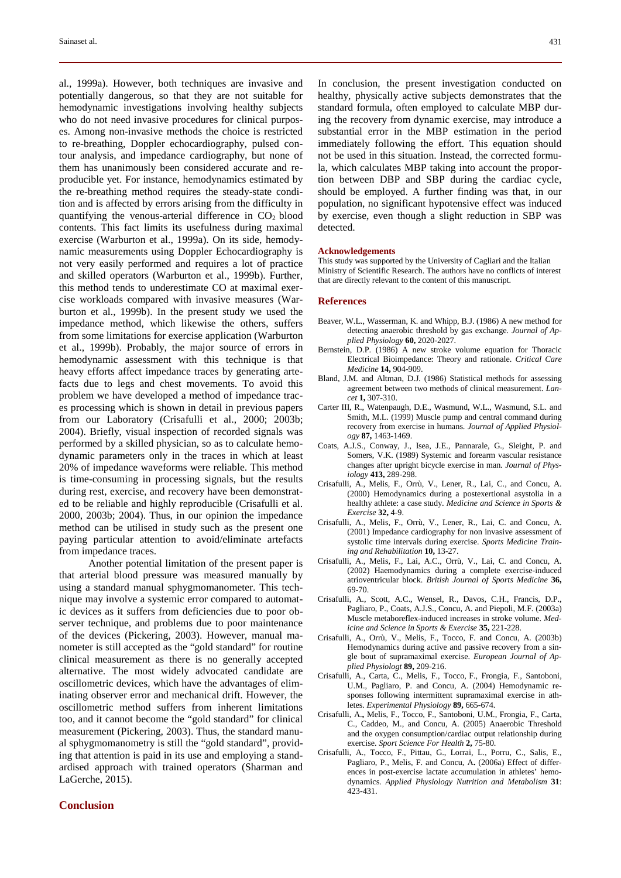al., 1999a). However, both techniques are invasive and potentially dangerous, so that they are not suitable for hemodynamic investigations involving healthy subjects who do not need invasive procedures for clinical purposes. Among non-invasive methods the choice is restricted to re-breathing, Doppler echocardiography, pulsed contour analysis, and impedance cardiography, but none of them has unanimously been considered accurate and reproducible yet. For instance, hemodynamics estimated by the re-breathing method requires the steady-state condition and is affected by errors arising from the difficulty in quantifying the venous-arterial difference in $CO_2$ blood contents. This fact limits its usefulness during maximal exercise (Warburton et al., 1999a). On its side, hemodynamic measurements using Doppler Echocardiography is not very easily performed and requires a lot of practice and skilled operators (Warburton et al., 1999b). Further, this method tends to underestimate CO at maximal exercise workloads compared with invasive measures (Warburton et al., 1999b). In the present study we used the impedance method, which likewise the others, suffers from some limitations for exercise application (Warburton et al., 1999b). Probably, the major source of errors in hemodynamic assessment with this technique is that heavy efforts affect impedance traces by generating artefacts due to legs and chest movements. To avoid this problem we have developed a method of impedance traces processing which is shown in detail in previous papers from our Laboratory (Crisafulli et al., 2000; 2003b; 2004). Briefly, visual inspection of recorded signals was performed by a skilled physician, so as to calculate hemodynamic parameters only in the traces in which at least 20% of impedance waveforms were reliable. This method is time-consuming in processing signals, but the results during rest, exercise, and recovery have been demonstrated to be reliable and highly reproducible (Crisafulli et al. 2000, 2003b; 2004). Thus, in our opinion the impedance method can be utilised in study such as the present one paying particular attention to avoid/eliminate artefacts from impedance traces.

Another potential limitation of the present paper is that arterial blood pressure was measured manually by using a standard manual sphygmomanometer. This technique may involve a systemic error compared to automatic devices as it suffers from deficiencies due to poor observer technique, and problems due to poor maintenance of the devices (Pickering, 2003). However, manual manometer is still accepted as the "gold standard" for routine clinical measurement as there is no generally accepted alternative. The most widely advocated candidate are oscillometric devices, which have the advantages of eliminating observer error and mechanical drift. However, the oscillometric method suffers from inherent limitations too, and it cannot become the "gold standard" for clinical measurement (Pickering, 2003). Thus, the standard manual sphygmomanometry is still the "gold standard", providing that attention is paid in its use and employing a standardised approach with trained operators (Sharman and LaGerche, 2015).

## Conclusion

In conclusion, the present investigation conducted on healthy, physically active subjects demonstrates that the standard formula, often employed to calculate MBP during the recovery from dynamic exercise, may introduce a substantial error in the MBP estimation in the period immediately following the effort. This equation should not be used in this situation. Instead, the corrected formula, which calculates MBP taking into account the proportion between DBP and SBP during the cardiac cycle, should be employed. A further finding was that, in our population, no significant hypotensive effect was induced by exercise, even though a slight reduction in SBP was detected.

### Acknowledgements

This study was supported by the University of Cagliari and the Italian Ministry of Scientific Research. The authors have no conflicts of interest that are directly relevant to the content of this manuscript.

## References

Beaver, W.L., Wasserman, K. and Whipp, B.J. (1986) A new method for detecting anaerobic threshold by gas exchange. *Journal of Applied Physiology* **60,** 2020-2027.

Bernstein, D.P. (1986) A new stroke volume equation for Thoracic Electrical Bioimpedance: Theory and rationale. *Critical Care Medicine* **14,** 904-909.

Bland, J.M. and Altman, D.J. (1986) Statistical methods for assessing agreement between two methods of clinical measurement. *Lancet* **1,** 307-310.

Carter III, R., Watenpaugh, D.E., Wasmund, W.L., Wasmund, S.L. and Smith, M.L. (1999) Muscle pump and central command during recovery from exercise in humans. *Journal of Applied Physiology* **87,** 1463-1469.

Coats, A.J.S., Conway, J., Isea, J.E., Pannarale, G., Sleight, P. and Somers, V.K. (1989) Systemic and forearm vascular resistance changes after upright bicycle exercise in man. *Journal of Physiology* **413,** 289-298.

Crisafulli, A., Melis, F., Orrù, V., Lener, R., Lai, C., and Concu, A. (2000) Hemodynamics during a postexertional asystolia in a healthy athlete: a case study. *Medicine and Science in Sports & Exercise* **32,** 4-9.

Crisafulli, A., Melis, F., Orrù, V., Lener, R., Lai, C. and Concu, A. (2001) Impedance cardiography for non invasive assessment of systolic time intervals during exercise. *Sports Medicine Training and Rehabilitation* **10,** 13-27.

Crisafulli, A., Melis, F., Lai, A.C., Orrù, V., Lai, C. and Concu, A. (2002) Haemodynamics during a complete exercise-induced atrioventricular block. *British Journal of Sports Medicine* **36,** 69-70.

Crisafulli, A., Scott, A.C., Wensel, R., Davos, C.H., Francis, D.P., Pagliaro, P., Coats, A.J.S., Concu, A. and Piepoli, M.F. (2003a) Muscle metaboreflex-induced increases in stroke volume. *Medicine and Science in Sports & Exercise* **35,** 221-228.

Crisafulli, A., Orrù, V., Melis, F., Tocco, F. and Concu, A. (2003b) Hemodynamics during active and passive recovery from a single bout of supramaximal exercise. *European Journal of Applied Physiologt* **89,** 209-216.

Crisafulli, A., Carta, C., Melis, F., Tocco, F., Frongia, F., Santoboni, U.M., Pagliaro, P. and Concu, A. (2004) Hemodynamic responses following intermittent supramaximal exercise in athletes. *Experimental Physiology* **89,** 665-674.

Crisafulli, A.**,** Melis, F., Tocco, F., Santoboni, U.M., Frongia, F., Carta, C., Caddeo, M., and Concu, A. (2005) Anaerobic Threshold and the oxygen consumption/cardiac output relationship during exercise. *Sport Science For Health* **2,** 75-80.

Crisafulli, A., Tocco, F., Pittau, G., Lorrai, L., Porru, C., Salis, E., Pagliaro, P., Melis, F. and Concu, A**.** (2006a) Effect of differences in post-exercise lactate accumulation in athletes' hemodynamics. *Applied Physiology Nutrition and Metabolism* **31**: 423-431.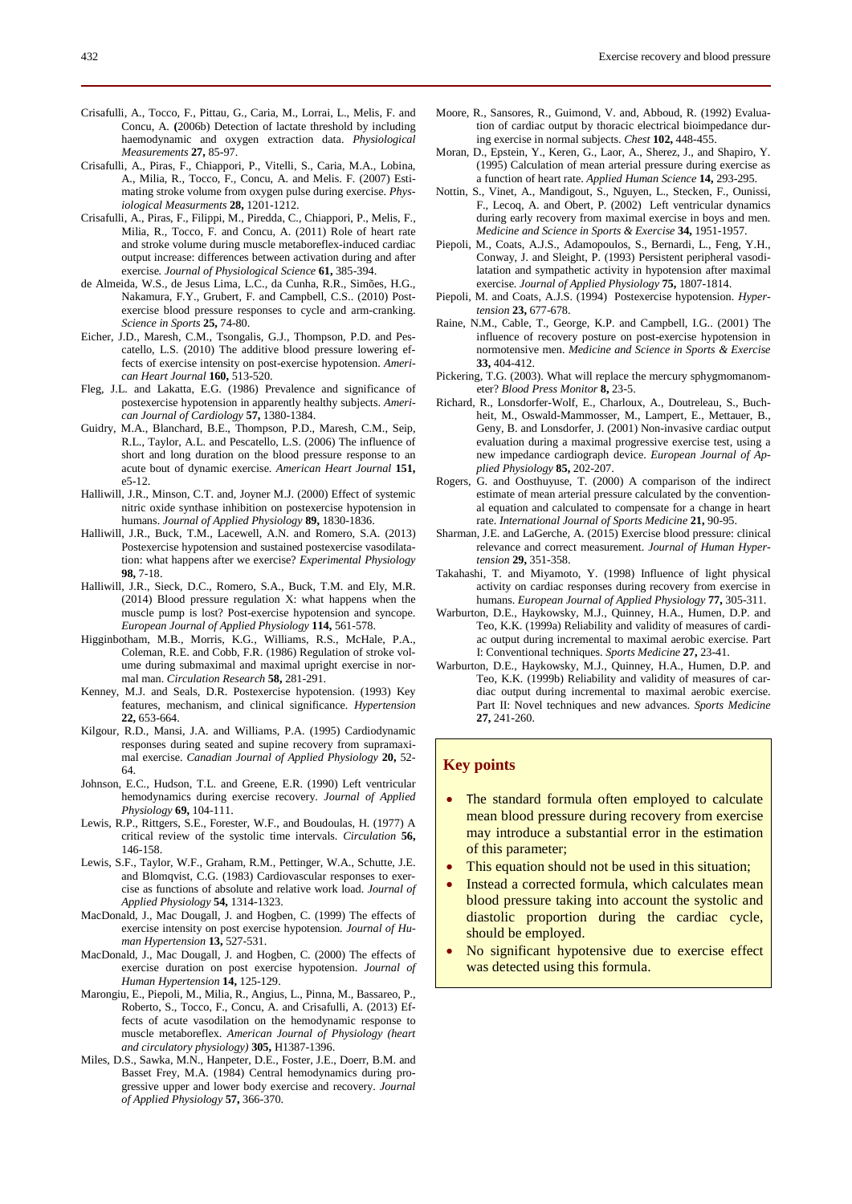Crisafulli, A., Tocco, F., Pittau, G., Caria, M., Lorrai, L., Melis, F. and Concu, A. (2006b) Detection of lactate threshold by including haemodynamic and oxygen extraction data. *Physiological Measurements* **27,** 85-97.

Crisafulli, A., Piras, F., Chiappori, P., Vitelli, S., Caria, M.A., Lobina, A., Milia, R., Tocco, F., Concu, A. and Melis. F. (2007) Estimating stroke volume from oxygen pulse during exercise. *Physiological Measurments* **28,** 1201-1212.

Crisafulli, A., Piras, F., Filippi, M., Piredda, C., Chiappori, P., Melis, F., Milia, R., Tocco, F. and Concu, A. (2011) Role of heart rate and stroke volume during muscle metaboreflex-induced cardiac output increase: differences between activation during and after exercise. *Journal of Physiological Science* **61,** 385-394.

de Almeida, W.S., de Jesus Lima, L.C., da Cunha, R.R., Simões, H.G., Nakamura, F.Y., Grubert, F. and Campbell, C.S.. (2010) Post-exercise blood pressure responses to cycle and arm-cranking. *Science in Sports* **25,** 74-80.

Eicher, J.D., Maresh, C.M., Tsongalis, G.J., Thompson, P.D. and Pescatello, L.S. (2010) The additive blood pressure lowering effects of exercise intensity on post-exercise hypotension. *American Heart Journal* **160,** 513-520.

Fleg, J.L. and Lakatta, E.G. (1986) Prevalence and significance of postexercise hypotension in apparently healthy subjects. *American Journal of Cardiology* **57,** 1380-1384.

Guidry, M.A., Blanchard, B.E., Thompson, P.D., Maresh, C.M., Seip, R.L., Taylor, A.L. and Pescatello, L.S. (2006) The influence of short and long duration on the blood pressure response to an acute bout of dynamic exercise. *American Heart Journal* **151,** e5-12.

Halliwill, J.R., Minson, C.T. and, Joyner M.J. (2000) Effect of systemic nitric oxide synthase inhibition on postexercise hypotension in humans. *Journal of Applied Physiology* **89,** 1830-1836.

Halliwill, J.R., Buck, T.M., Lacewell, A.N. and Romero, S.A. (2013) Postexercise hypotension and sustained postexercise vasodilatation: what happens after we exercise? *Experimental Physiology* **98,** 7-18.

Halliwill, J.R., Sieck, D.C., Romero, S.A., Buck, T.M. and Ely, M.R. (2014) Blood pressure regulation X: what happens when the muscle pump is lost? Post-exercise hypotension and syncope. *European Journal of Applied Physiology* **114,** 561-578.

Higginbotham, M.B., Morris, K.G., Williams, R.S., McHale, P.A., Coleman, R.E. and Cobb, F.R. (1986) Regulation of stroke volume during submaximal and maximal upright exercise in normal man. *Circulation Research* **58,** 281-291.

Kenney, M.J. and Seals, D.R. Postexercise hypotension. (1993) Key features, mechanism, and clinical significance. *Hypertension* **22,** 653-664.

Kilgour, R.D., Mansi, J.A. and Williams, P.A. (1995) Cardiodynamic responses during seated and supine recovery from supramaximal exercise. *Canadian Journal of Applied Physiology* **20,** 52-64.

Johnson, E.C., Hudson, T.L. and Greene, E.R. (1990) Left ventricular hemodynamics during exercise recovery. *Journal of Applied Physiology* **69,** 104-111.

Lewis, R.P., Rittgers, S.E., Forester, W.F., and Boudoulas, H. (1977) A critical review of the systolic time intervals. *Circulation* **56,** 146-158.

Lewis, S.F., Taylor, W.F., Graham, R.M., Pettinger, W.A., Schutte, J.E. and Blomqvist, C.G. (1983) Cardiovascular responses to exercise as functions of absolute and relative work load. *Journal of Applied Physiology* **54,** 1314-1323.

MacDonald, J., Mac Dougall, J. and Hogben, C. (1999) The effects of exercise intensity on post exercise hypotension. *Journal of Human Hypertension* **13,** 527-531.

MacDonald, J., Mac Dougall, J. and Hogben, C. (2000) The effects of exercise duration on post exercise hypotension. *Journal of Human Hypertension* **14,** 125-129.

Marongiu, E., Piepoli, M., Milia, R., Angius, L., Pinna, M., Bassareo, P., Roberto, S., Tocco, F., Concu, A. and Crisafulli, A. (2013) Effects of acute vasodilation on the hemodynamic response to muscle metaboreflex. *American Journal of Physiology (heart and circulatory physiology)* **305,** H1387-1396.

Miles, D.S., Sawka, M.N., Hanpeter, D.E., Foster, J.E., Doerr, B.M. and Basset Frey, M.A. (1984) Central hemodynamics during progressive upper and lower body exercise and recovery. *Journal of Applied Physiology* **57,** 366-370.

Moore, R., Sansores, R., Guimond, V. and, Abboud, R. (1992) Evaluation of cardiac output by thoracic electrical bioimpedance during exercise in normal subjects. *Chest* **102,** 448-455.

Moran, D., Epstein, Y., Keren, G., Laor, A., Sherez, J., and Shapiro, Y. (1995) Calculation of mean arterial pressure during exercise as a function of heart rate. *Applied Human Science* **14,** 293-295.

Nottin, S., Vinet, A., Mandigout, S., Nguyen, L., Stecken, F., Ounissi, F., Lecoq, A. and Obert, P. (2002) Left ventricular dynamics during early recovery from maximal exercise in boys and men. *Medicine and Science in Sports & Exercise* **34,** 1951-1957.

Piepoli, M., Coats, A.J.S., Adamopoulos, S., Bernardi, L., Feng, Y.H., Conway, J. and Sleight, P. (1993) Persistent peripheral vasodilatation and sympathetic activity in hypotension after maximal exercise. *Journal of Applied Physiology* **75,** 1807-1814.

Piepoli, M. and Coats, A.J.S. (1994) Postexercise hypotension. *Hypertension* **23,** 677-678.

Raine, N.M., Cable, T., George, K.P. and Campbell, I.G.. (2001) The influence of recovery posture on post-exercise hypotension in normotensive men. *Medicine and Science in Sports & Exercise* **33,** 404-412.

Pickering, T.G. (2003). What will replace the mercury sphygmomanometer? *Blood Press Monitor* **8,** 23-5.

Richard, R., Lonsdorfer-Wolf, E., Charloux, A., Doutreleau, S., Buchheit, M., Oswald-Mammosser, M., Lampert, E., Mettauer, B., Geny, B. and Lonsdorfer, J. (2001) Non-invasive cardiac output evaluation during a maximal progressive exercise test, using a new impedance cardiograph device. *European Journal of Applied Physiology* **85,** 202-207.

Rogers, G. and Oosthuyuse, T. (2000) A comparison of the indirect estimate of mean arterial pressure calculated by the conventional equation and calculated to compensate for a change in heart rate. *International Journal of Sports Medicine* **21,** 90-95.

Sharman, J.E. and LaGerche, A. (2015) Exercise blood pressure: clinical relevance and correct measurement. *Journal of Human Hypertension* **29,** 351-358.

Takahashi, T. and Miyamoto, Y. (1998) Influence of light physical activity on cardiac responses during recovery from exercise in humans. *European Journal of Applied Physiology* **77,** 305-311.

Warburton, D.E., Haykowsky, M.J., Quinney, H.A., Humen, D.P. and Teo, K.K. (1999a) Reliability and validity of measures of cardiac output during incremental to maximal aerobic exercise. Part I: Conventional techniques. *Sports Medicine* **27,** 23-41.

Warburton, D.E., Haykowsky, M.J., Quinney, H.A., Humen, D.P. and Teo, K.K. (1999b) Reliability and validity of measures of cardiac output during incremental to maximal aerobic exercise. Part II: Novel techniques and new advances. *Sports Medicine* **27,** 241-260.

## Key points

- The standard formula often employed to calculate mean blood pressure during recovery from exercise may introduce a substantial error in the estimation of this parameter;
- This equation should not be used in this situation;
- Instead a corrected formula, which calculates mean blood pressure taking into account the systolic and diastolic proportion during the cardiac cycle, should be employed.
- No significant hypotensive due to exercise effect was detected using this formula.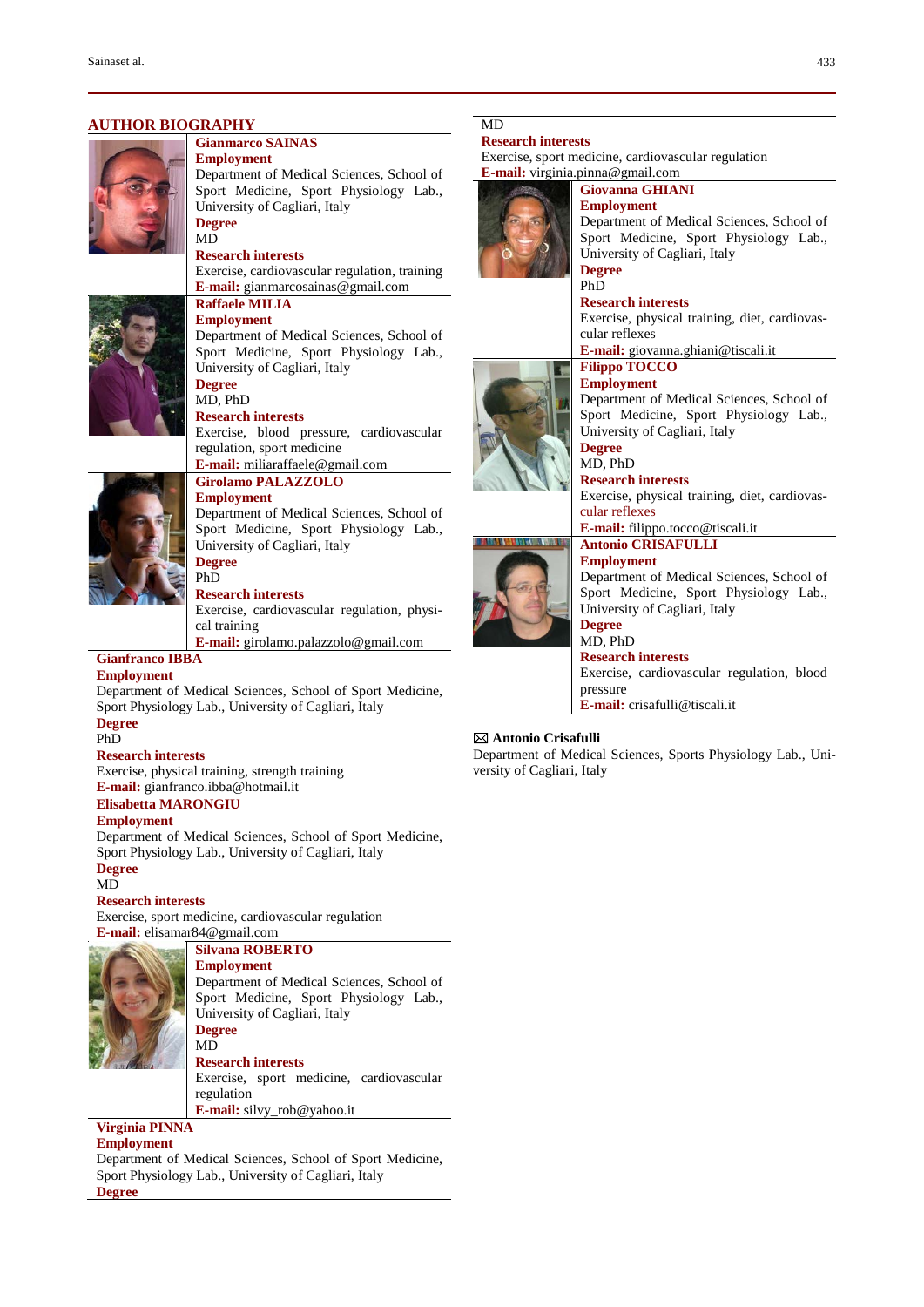## AUTHOR BIOGRAPHY

**Gianmarco SAINAS**
**Employment**
Department of Medical Sciences, School of Sport Medicine, Sport Physiology Lab., University of Cagliari, Italy
**Degree**
MD
**Research interests**
Exercise, cardiovascular regulation, training
**E-mail:** gianmarcosainas@gmail.com

**Raffaele MILIA**
**Employment**
Department of Medical Sciences, School of Sport Medicine, Sport Physiology Lab., University of Cagliari, Italy
**Degree**
MD, PhD
**Research interests**
Exercise, blood pressure, cardiovascular regulation, sport medicine
**E-mail:** miliaraffaele@gmail.com

**Girolamo PALAZZOLO**
**Employment**
Department of Medical Sciences, School of Sport Medicine, Sport Physiology Lab., University of Cagliari, Italy
**Degree**
PhD
**Research interests**
Exercise, cardiovascular regulation, physical training
**E-mail:** girolamo.palazzolo@gmail.com

**Gianfranco IBBA**
**Employment**
Department of Medical Sciences, School of Sport Medicine, Sport Physiology Lab., University of Cagliari, Italy
**Degree**
PhD
**Research interests**
Exercise, physical training, strength training
**E-mail:** gianfranco.ibba@hotmail.it

**Elisabetta MARONGIU**
**Employment**
Department of Medical Sciences, School of Sport Medicine, Sport Physiology Lab., University of Cagliari, Italy
**Degree**
MD
**Research interests**
Exercise, sport medicine, cardiovascular regulation
**E-mail:** elisamar84@gmail.com

**Silvana ROBERTO**
**Employment**
Department of Medical Sciences, School of Sport Medicine, Sport Physiology Lab., University of Cagliari, Italy
**Degree**
MD
**Research interests**
Exercise, sport medicine, cardiovascular regulation
**E-mail:** silvy_rob@yahoo.it

**Virginia PINNA**
**Employment**
Department of Medical Sciences, School of Sport Medicine, Sport Physiology Lab., University of Cagliari, Italy
**Degree**
MD
**Research interests**
Exercise, sport medicine, cardiovascular regulation
**E-mail:** virginia.pinna@gmail.com

**Giovanna GHIANI**
**Employment**
Department of Medical Sciences, School of Sport Medicine, Sport Physiology Lab., University of Cagliari, Italy
**Degree**
PhD
**Research interests**
Exercise, physical training, diet, cardiovascular reflexes
**E-mail:** giovanna.ghiani@tiscali.it

**Filippo TOCCO**
**Employment**
Department of Medical Sciences, School of Sport Medicine, Sport Physiology Lab., University of Cagliari, Italy
**Degree**
MD, PhD
**Research interests**
Exercise, physical training, diet, cardiovascular reflexes
**E-mail:** filippo.tocco@tiscali.it

**Antonio CRISAFULLI**
**Employment**
Department of Medical Sciences, School of Sport Medicine, Sport Physiology Lab., University of Cagliari, Italy
**Degree**
MD, PhD
**Research interests**
Exercise, cardiovascular regulation, blood pressure
**E-mail:** crisafulli@tiscali.it

✉ **Antonio Crisafulli**
Department of Medical Sciences, Sports Physiology Lab., University of Cagliari, Italy